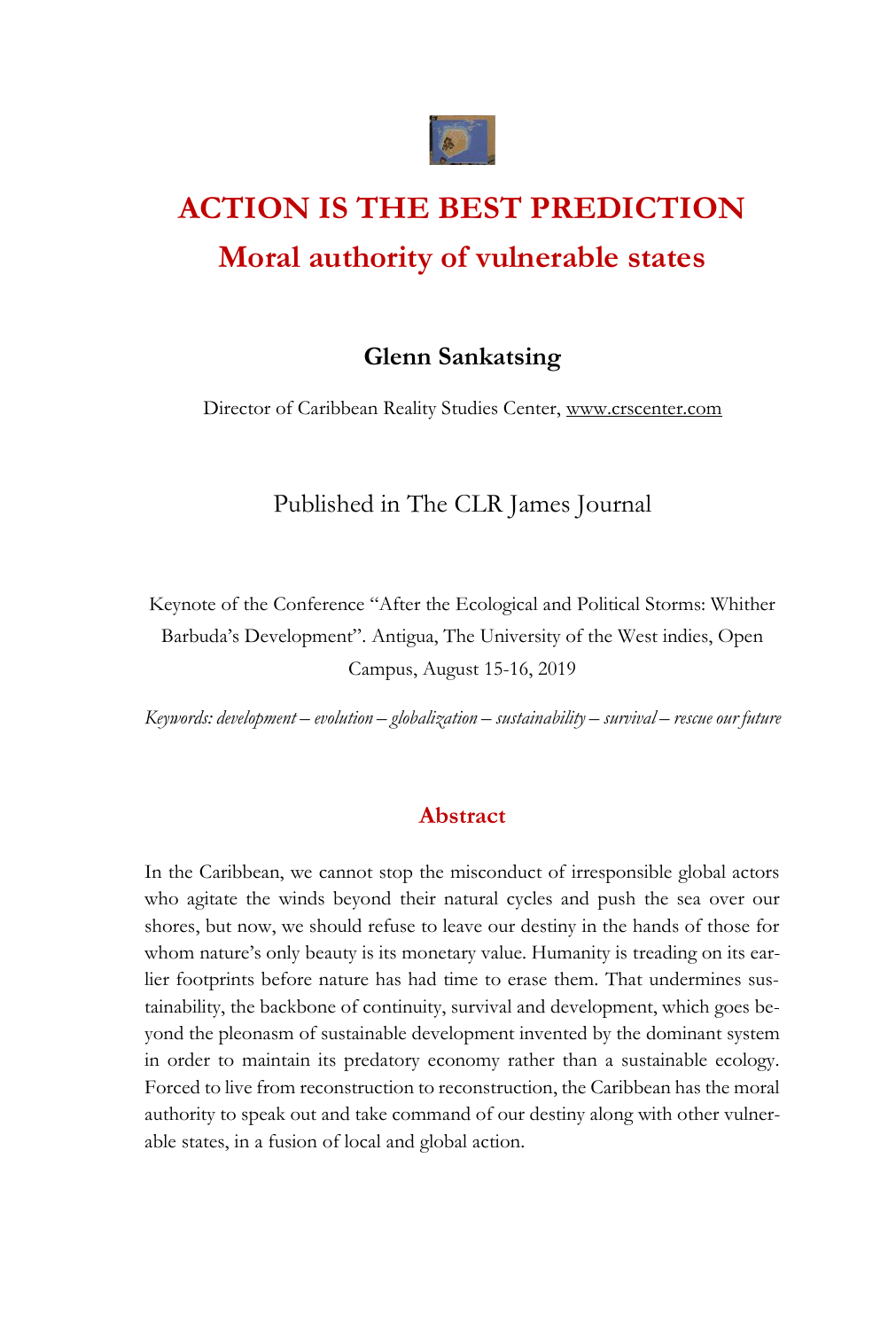# ACTION IS THE BEST PREDICTION

## Moral authority of vulnerable states

### Glenn Sankatsing

Director of Caribbean Reality Studies Center, www.crscenter.com

Published in The CLR James Journal

Keynote of the Conference "After the Ecological and Political Storms: Whither Barbuda's Development". Antigua, The University of the West indies, Open Campus, August 15-16, 2019

*Keywords: development – evolution – globalization – sustainability – survival – rescue our future*

## Abstract

In the Caribbean, we cannot stop the misconduct of irresponsible global actors who agitate the winds beyond their natural cycles and push the sea over our shores, but now, we should refuse to leave our destiny in the hands of those for whom nature's only beauty is its monetary value. Humanity is treading on its earlier footprints before nature has had time to erase them. That undermines sustainability, the backbone of continuity, survival and development, which goes beyond the pleonasm of sustainable development invented by the dominant system in order to maintain its predatory economy rather than a sustainable ecology. Forced to live from reconstruction to reconstruction, the Caribbean has the moral authority to speak out and take command of our destiny along with other vulnerable states, in a fusion of local and global action.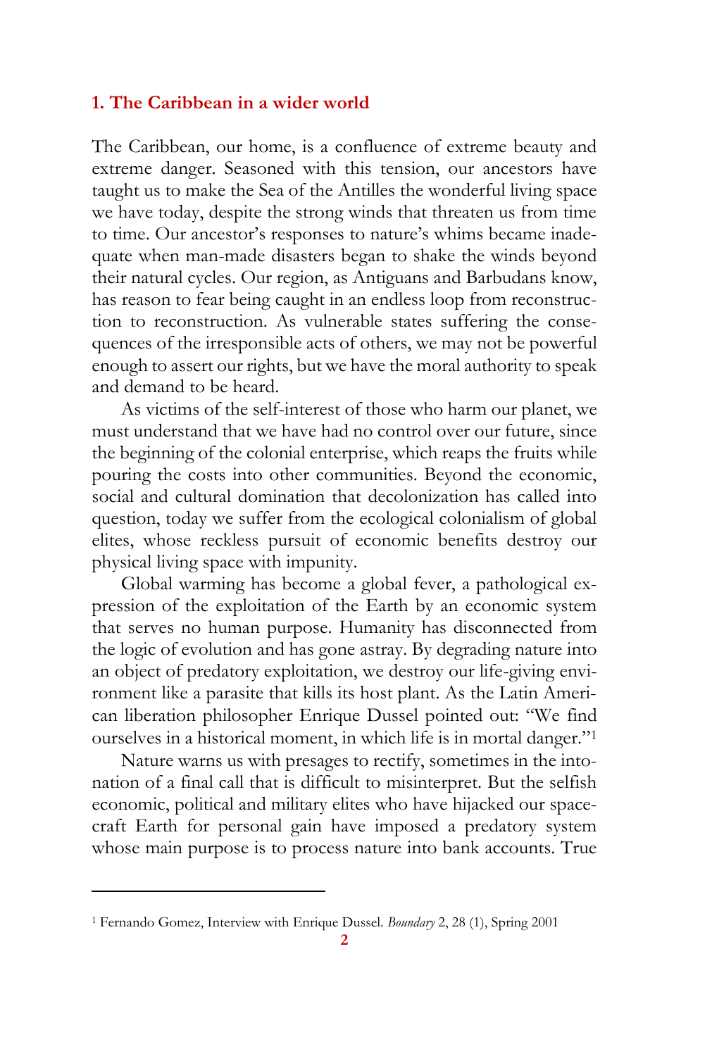## 1. The Caribbean in a wider world

The Caribbean, our home, is a confluence of extreme beauty and extreme danger. Seasoned with this tension, our ancestors have taught us to make the Sea of the Antilles the wonderful living space we have today, despite the strong winds that threaten us from time to time. Our ancestor's responses to nature's whims became inadequate when man-made disasters began to shake the winds beyond their natural cycles. Our region, as Antiguans and Barbudans know, has reason to fear being caught in an endless loop from reconstruction to reconstruction. As vulnerable states suffering the consequences of the irresponsible acts of others, we may not be powerful enough to assert our rights, but we have the moral authority to speak and demand to be heard.

As victims of the self-interest of those who harm our planet, we must understand that we have had no control over our future, since the beginning of the colonial enterprise, which reaps the fruits while pouring the costs into other communities. Beyond the economic, social and cultural domination that decolonization has called into question, today we suffer from the ecological colonialism of global elites, whose reckless pursuit of economic benefits destroy our physical living space with impunity.

Global warming has become a global fever, a pathological expression of the exploitation of the Earth by an economic system that serves no human purpose. Humanity has disconnected from the logic of evolution and has gone astray. By degrading nature into an object of predatory exploitation, we destroy our life-giving environment like a parasite that kills its host plant. As the Latin American liberation philosopher Enrique Dussel pointed out: "We find ourselves in a historical moment, in which life is in mortal danger."[1]

Nature warns us with presages to rectify, sometimes in the intonation of a final call that is difficult to misinterpret. But the selfish economic, political and military elites who have hijacked our spacecraft Earth for personal gain have imposed a predatory system whose main purpose is to process nature into bank accounts. True

---

[1] Fernando Gomez, Interview with Enrique Dussel. *Boundary* 2, 28 (1), Spring 2001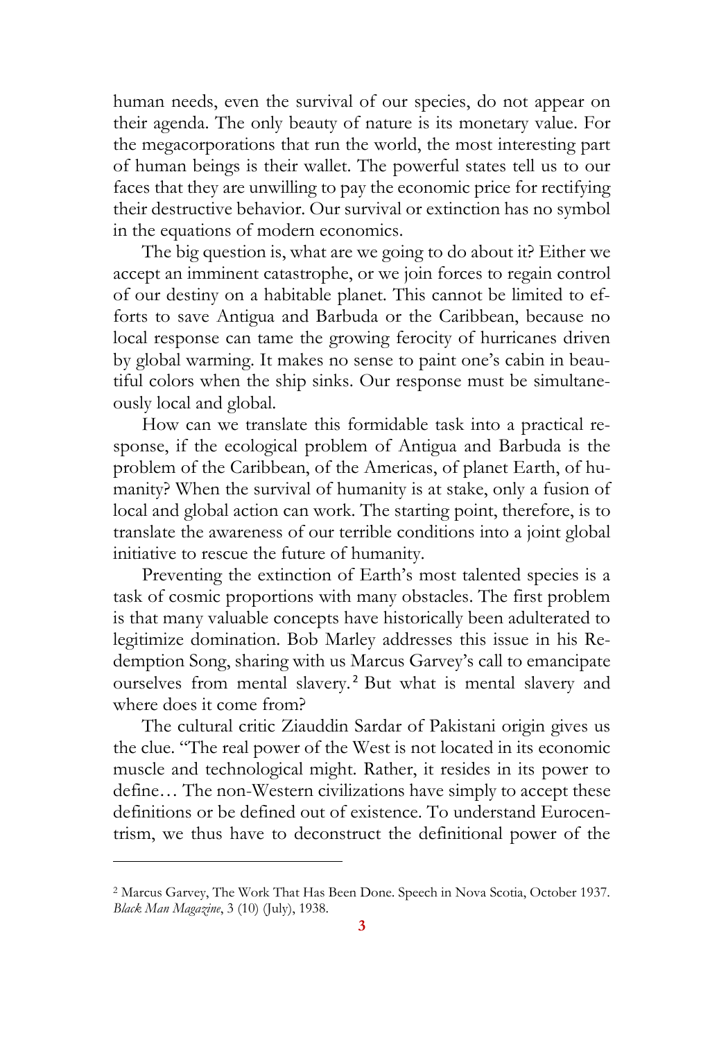human needs, even the survival of our species, do not appear on their agenda. The only beauty of nature is its monetary value. For the megacorporations that run the world, the most interesting part of human beings is their wallet. The powerful states tell us to our faces that they are unwilling to pay the economic price for rectifying their destructive behavior. Our survival or extinction has no symbol in the equations of modern economics.

The big question is, what are we going to do about it? Either we accept an imminent catastrophe, or we join forces to regain control of our destiny on a habitable planet. This cannot be limited to efforts to save Antigua and Barbuda or the Caribbean, because no local response can tame the growing ferocity of hurricanes driven by global warming. It makes no sense to paint one's cabin in beautiful colors when the ship sinks. Our response must be simultaneously local and global.

How can we translate this formidable task into a practical response, if the ecological problem of Antigua and Barbuda is the problem of the Caribbean, of the Americas, of planet Earth, of humanity? When the survival of humanity is at stake, only a fusion of local and global action can work. The starting point, therefore, is to translate the awareness of our terrible conditions into a joint global initiative to rescue the future of humanity.

Preventing the extinction of Earth's most talented species is a task of cosmic proportions with many obstacles. The first problem is that many valuable concepts have historically been adulterated to legitimize domination. Bob Marley addresses this issue in his Redemption Song, sharing with us Marcus Garvey's call to emancipate ourselves from mental slavery.[2] But what is mental slavery and where does it come from?

The cultural critic Ziauddin Sardar of Pakistani origin gives us the clue. "The real power of the West is not located in its economic muscle and technological might. Rather, it resides in its power to define… The non-Western civilizations have simply to accept these definitions or be defined out of existence. To understand Eurocentrism, we thus have to deconstruct the definitional power of the

---

[2] Marcus Garvey, The Work That Has Been Done. Speech in Nova Scotia, October 1937. *Black Man Magazine*, 3 (10) (July), 1938.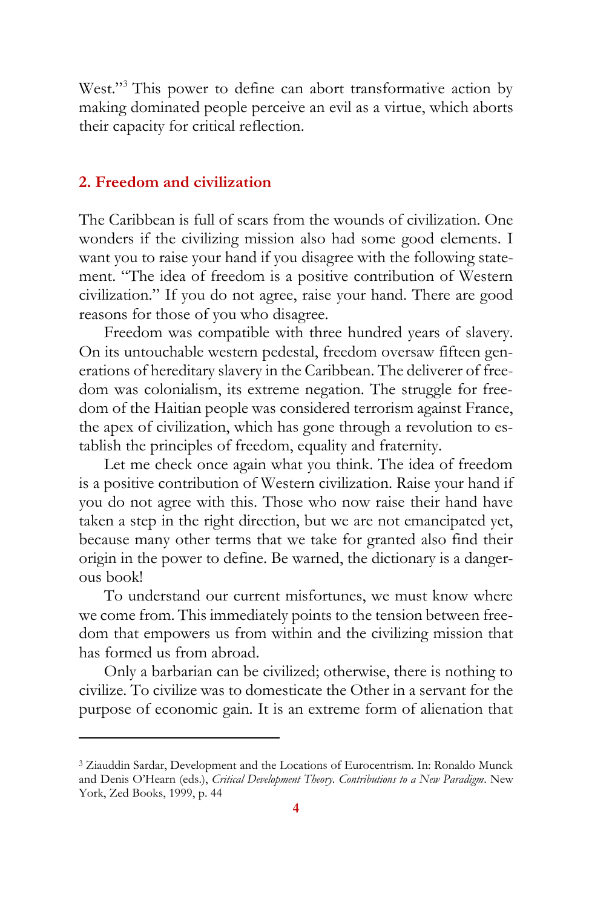West."[3] This power to define can abort transformative action by making dominated people perceive an evil as a virtue, which aborts their capacity for critical reflection.

## 2. Freedom and civilization

The Caribbean is full of scars from the wounds of civilization. One wonders if the civilizing mission also had some good elements. I want you to raise your hand if you disagree with the following statement. "The idea of freedom is a positive contribution of Western civilization." If you do not agree, raise your hand. There are good reasons for those of you who disagree.

Freedom was compatible with three hundred years of slavery. On its untouchable western pedestal, freedom oversaw fifteen generations of hereditary slavery in the Caribbean. The deliverer of freedom was colonialism, its extreme negation. The struggle for freedom of the Haitian people was considered terrorism against France, the apex of civilization, which has gone through a revolution to establish the principles of freedom, equality and fraternity.

Let me check once again what you think. The idea of freedom is a positive contribution of Western civilization. Raise your hand if you do not agree with this. Those who now raise their hand have taken a step in the right direction, but we are not emancipated yet, because many other terms that we take for granted also find their origin in the power to define. Be warned, the dictionary is a dangerous book!

To understand our current misfortunes, we must know where we come from. This immediately points to the tension between freedom that empowers us from within and the civilizing mission that has formed us from abroad.

Only a barbarian can be civilized; otherwise, there is nothing to civilize. To civilize was to domesticate the Other in a servant for the purpose of economic gain. It is an extreme form of alienation that

---

[3] Ziauddin Sardar, Development and the Locations of Eurocentrism. In: Ronaldo Munck and Denis O'Hearn (eds.), *Critical Development Theory. Contributions to a New Paradigm*. New York, Zed Books, 1999, p. 44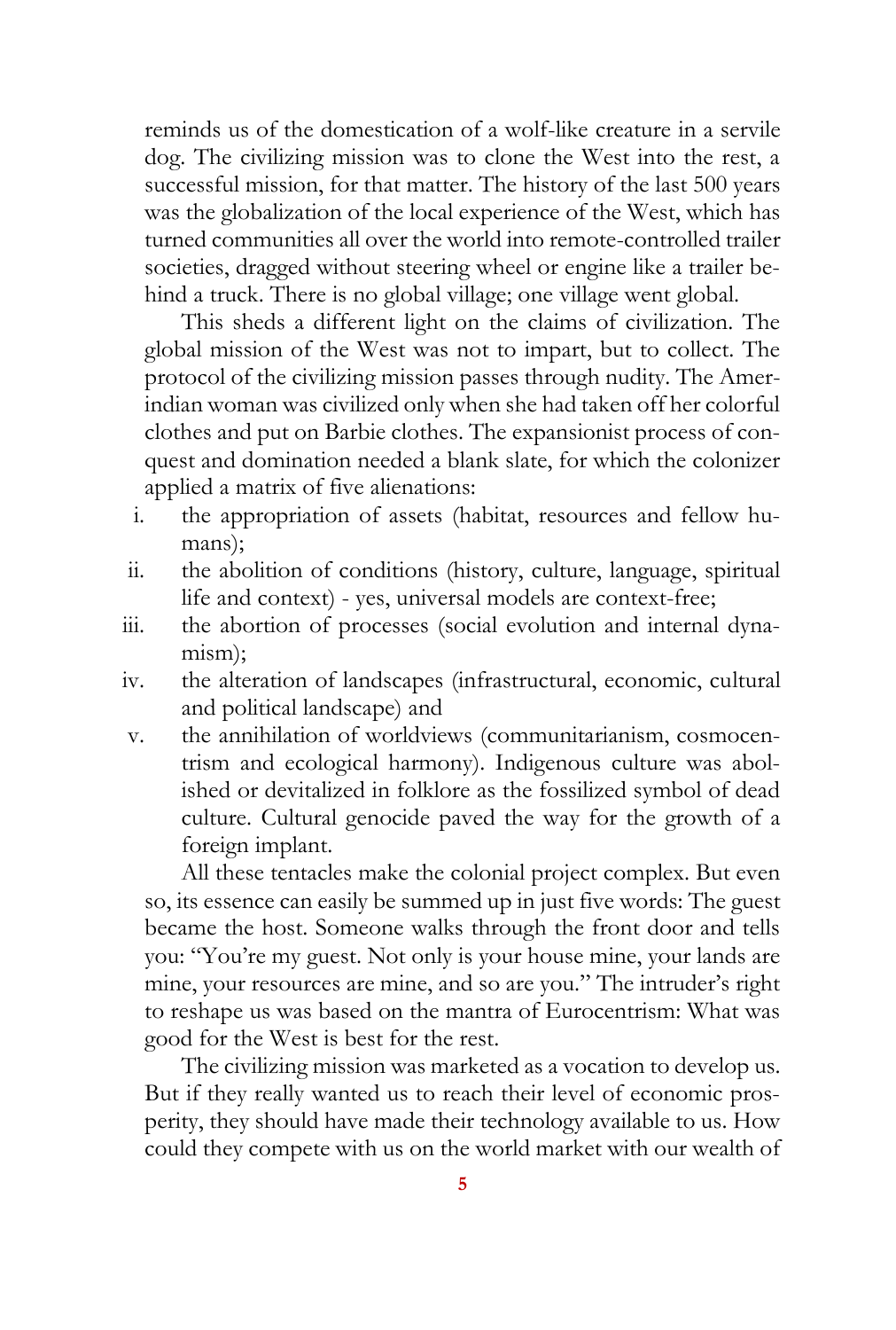reminds us of the domestication of a wolf-like creature in a servile dog. The civilizing mission was to clone the West into the rest, a successful mission, for that matter. The history of the last 500 years was the globalization of the local experience of the West, which has turned communities all over the world into remote-controlled trailer societies, dragged without steering wheel or engine like a trailer behind a truck. There is no global village; one village went global.

This sheds a different light on the claims of civilization. The global mission of the West was not to impart, but to collect. The protocol of the civilizing mission passes through nudity. The Amerindian woman was civilized only when she had taken off her colorful clothes and put on Barbie clothes. The expansionist process of conquest and domination needed a blank slate, for which the colonizer applied a matrix of five alienations:

i. the appropriation of assets (habitat, resources and fellow humans);
ii. the abolition of conditions (history, culture, language, spiritual life and context) - yes, universal models are context-free;
iii. the abortion of processes (social evolution and internal dynamism);
iv. the alteration of landscapes (infrastructural, economic, cultural and political landscape) and
v. the annihilation of worldviews (communitarianism, cosmocentrism and ecological harmony). Indigenous culture was abolished or devitalized in folklore as the fossilized symbol of dead culture. Cultural genocide paved the way for the growth of a foreign implant.

All these tentacles make the colonial project complex. But even so, its essence can easily be summed up in just five words: The guest became the host. Someone walks through the front door and tells you: "You're my guest. Not only is your house mine, your lands are mine, your resources are mine, and so are you." The intruder's right to reshape us was based on the mantra of Eurocentrism: What was good for the West is best for the rest.

The civilizing mission was marketed as a vocation to develop us. But if they really wanted us to reach their level of economic prosperity, they should have made their technology available to us. How could they compete with us on the world market with our wealth of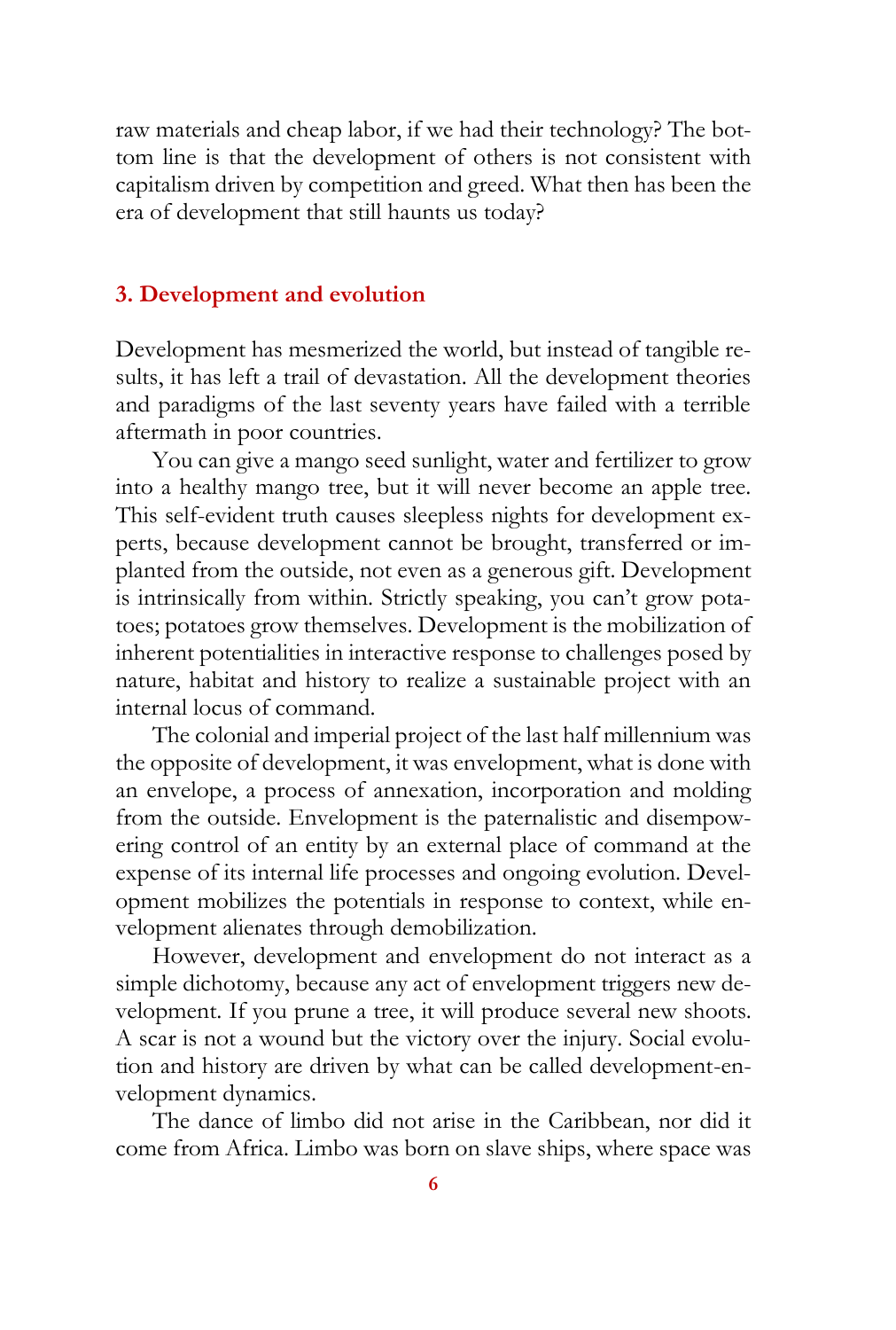raw materials and cheap labor, if we had their technology? The bottom line is that the development of others is not consistent with capitalism driven by competition and greed. What then has been the era of development that still haunts us today?

## 3. Development and evolution

Development has mesmerized the world, but instead of tangible results, it has left a trail of devastation. All the development theories and paradigms of the last seventy years have failed with a terrible aftermath in poor countries.

You can give a mango seed sunlight, water and fertilizer to grow into a healthy mango tree, but it will never become an apple tree. This self-evident truth causes sleepless nights for development experts, because development cannot be brought, transferred or implanted from the outside, not even as a generous gift. Development is intrinsically from within. Strictly speaking, you can't grow potatoes; potatoes grow themselves. Development is the mobilization of inherent potentialities in interactive response to challenges posed by nature, habitat and history to realize a sustainable project with an internal locus of command.

The colonial and imperial project of the last half millennium was the opposite of development, it was envelopment, what is done with an envelope, a process of annexation, incorporation and molding from the outside. Envelopment is the paternalistic and disempowering control of an entity by an external place of command at the expense of its internal life processes and ongoing evolution. Development mobilizes the potentials in response to context, while envelopment alienates through demobilization.

However, development and envelopment do not interact as a simple dichotomy, because any act of envelopment triggers new development. If you prune a tree, it will produce several new shoots. A scar is not a wound but the victory over the injury. Social evolution and history are driven by what can be called development-envelopment dynamics.

The dance of limbo did not arise in the Caribbean, nor did it come from Africa. Limbo was born on slave ships, where space was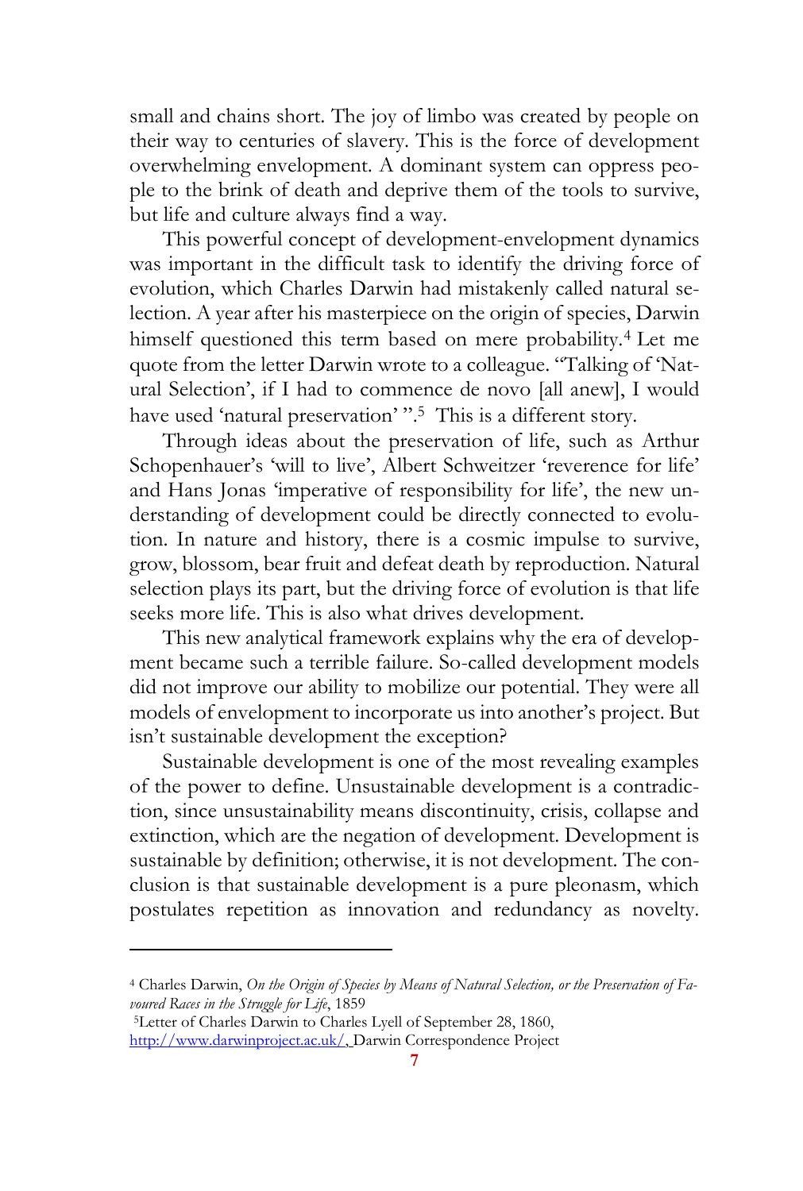small and chains short. The joy of limbo was created by people on their way to centuries of slavery. This is the force of development overwhelming envelopment. A dominant system can oppress people to the brink of death and deprive them of the tools to survive, but life and culture always find a way.

This powerful concept of development-envelopment dynamics was important in the difficult task to identify the driving force of evolution, which Charles Darwin had mistakenly called natural selection. A year after his masterpiece on the origin of species, Darwin himself questioned this term based on mere probability.[4] Let me quote from the letter Darwin wrote to a colleague. "Talking of 'Natural Selection', if I had to commence de novo [all anew], I would have used 'natural preservation' ".[5] This is a different story.

Through ideas about the preservation of life, such as Arthur Schopenhauer's 'will to live', Albert Schweitzer 'reverence for life' and Hans Jonas 'imperative of responsibility for life', the new understanding of development could be directly connected to evolution. In nature and history, there is a cosmic impulse to survive, grow, blossom, bear fruit and defeat death by reproduction. Natural selection plays its part, but the driving force of evolution is that life seeks more life. This is also what drives development.

This new analytical framework explains why the era of development became such a terrible failure. So-called development models did not improve our ability to mobilize our potential. They were all models of envelopment to incorporate us into another's project. But isn't sustainable development the exception?

Sustainable development is one of the most revealing examples of the power to define. Unsustainable development is a contradiction, since unsustainability means discontinuity, crisis, collapse and extinction, which are the negation of development. Development is sustainable by definition; otherwise, it is not development. The conclusion is that sustainable development is a pure pleonasm, which postulates repetition as innovation and redundancy as novelty.

---

[4] Charles Darwin, *On the Origin of Species by Means of Natural Selection, or the Preservation of Favoured Races in the Struggle for Life*, 1859

[5] Letter of Charles Darwin to Charles Lyell of September 28, 1860, http://www.darwinproject.ac.uk/, Darwin Correspondence Project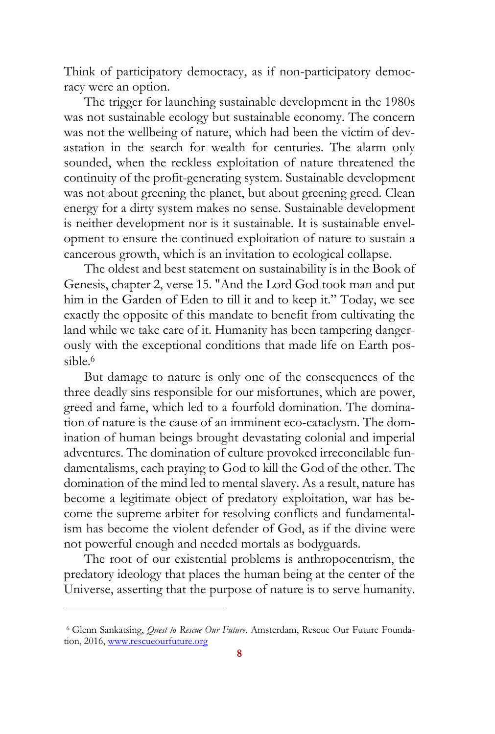Think of participatory democracy, as if non-participatory democracy were an option.

The trigger for launching sustainable development in the 1980s was not sustainable ecology but sustainable economy. The concern was not the wellbeing of nature, which had been the victim of devastation in the search for wealth for centuries. The alarm only sounded, when the reckless exploitation of nature threatened the continuity of the profit-generating system. Sustainable development was not about greening the planet, but about greening greed. Clean energy for a dirty system makes no sense. Sustainable development is neither development nor is it sustainable. It is sustainable envelopment to ensure the continued exploitation of nature to sustain a cancerous growth, which is an invitation to ecological collapse.

The oldest and best statement on sustainability is in the Book of Genesis, chapter 2, verse 15. "And the Lord God took man and put him in the Garden of Eden to till it and to keep it." Today, we see exactly the opposite of this mandate to benefit from cultivating the land while we take care of it. Humanity has been tampering dangerously with the exceptional conditions that made life on Earth possible.[6]

But damage to nature is only one of the consequences of the three deadly sins responsible for our misfortunes, which are power, greed and fame, which led to a fourfold domination. The domination of nature is the cause of an imminent eco-cataclysm. The domination of human beings brought devastating colonial and imperial adventures. The domination of culture provoked irreconcilable fundamentalisms, each praying to God to kill the God of the other. The domination of the mind led to mental slavery. As a result, nature has become a legitimate object of predatory exploitation, war has become the supreme arbiter for resolving conflicts and fundamentalism has become the violent defender of God, as if the divine were not powerful enough and needed mortals as bodyguards.

The root of our existential problems is anthropocentrism, the predatory ideology that places the human being at the center of the Universe, asserting that the purpose of nature is to serve humanity.

---

[6] Glenn Sankatsing, *Quest to Rescue Our Future*. Amsterdam, Rescue Our Future Foundation, 2016, www.rescueourfuture.org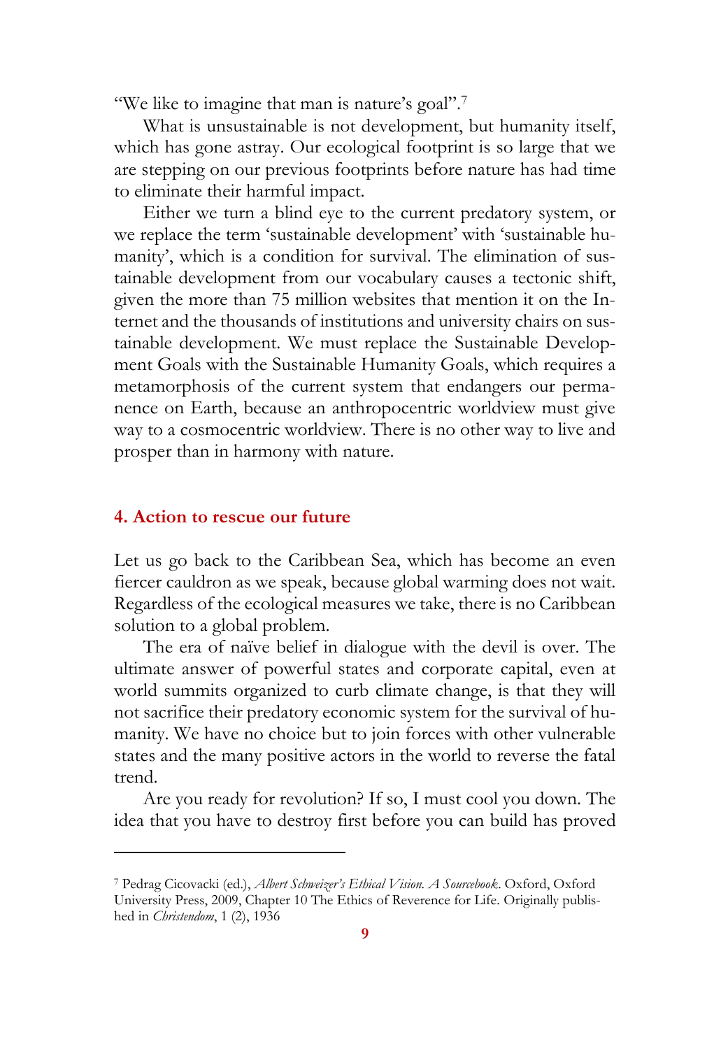"We like to imagine that man is nature's goal".[7]

What is unsustainable is not development, but humanity itself, which has gone astray. Our ecological footprint is so large that we are stepping on our previous footprints before nature has had time to eliminate their harmful impact.

Either we turn a blind eye to the current predatory system, or we replace the term 'sustainable development' with 'sustainable humanity', which is a condition for survival. The elimination of sustainable development from our vocabulary causes a tectonic shift, given the more than 75 million websites that mention it on the Internet and the thousands of institutions and university chairs on sustainable development. We must replace the Sustainable Development Goals with the Sustainable Humanity Goals, which requires a metamorphosis of the current system that endangers our permanence on Earth, because an anthropocentric worldview must give way to a cosmocentric worldview. There is no other way to live and prosper than in harmony with nature.

## 4. Action to rescue our future

Let us go back to the Caribbean Sea, which has become an even fiercer cauldron as we speak, because global warming does not wait. Regardless of the ecological measures we take, there is no Caribbean solution to a global problem.

The era of naïve belief in dialogue with the devil is over. The ultimate answer of powerful states and corporate capital, even at world summits organized to curb climate change, is that they will not sacrifice their predatory economic system for the survival of humanity. We have no choice but to join forces with other vulnerable states and the many positive actors in the world to reverse the fatal trend.

Are you ready for revolution? If so, I must cool you down. The idea that you have to destroy first before you can build has proved

---

[7] Pedrag Cicovacki (ed.), *Albert Schweizer's Ethical Vision. A Sourcebook*. Oxford, Oxford University Press, 2009, Chapter 10 The Ethics of Reverence for Life. Originally published in *Christendom*, 1 (2), 1936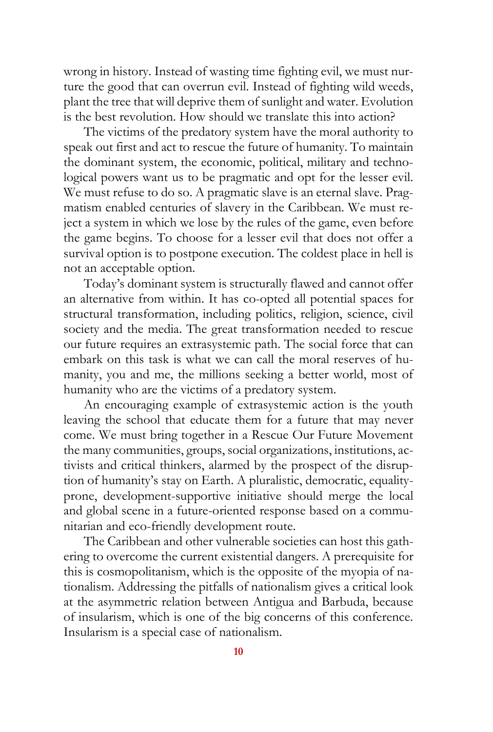wrong in history. Instead of wasting time fighting evil, we must nurture the good that can overrun evil. Instead of fighting wild weeds, plant the tree that will deprive them of sunlight and water. Evolution is the best revolution. How should we translate this into action?

The victims of the predatory system have the moral authority to speak out first and act to rescue the future of humanity. To maintain the dominant system, the economic, political, military and technological powers want us to be pragmatic and opt for the lesser evil. We must refuse to do so. A pragmatic slave is an eternal slave. Pragmatism enabled centuries of slavery in the Caribbean. We must reject a system in which we lose by the rules of the game, even before the game begins. To choose for a lesser evil that does not offer a survival option is to postpone execution. The coldest place in hell is not an acceptable option.

Today's dominant system is structurally flawed and cannot offer an alternative from within. It has co-opted all potential spaces for structural transformation, including politics, religion, science, civil society and the media. The great transformation needed to rescue our future requires an extrasystemic path. The social force that can embark on this task is what we can call the moral reserves of humanity, you and me, the millions seeking a better world, most of humanity who are the victims of a predatory system.

An encouraging example of extrasystemic action is the youth leaving the school that educate them for a future that may never come. We must bring together in a Rescue Our Future Movement the many communities, groups, social organizations, institutions, activists and critical thinkers, alarmed by the prospect of the disruption of humanity's stay on Earth. A pluralistic, democratic, equality-prone, development-supportive initiative should merge the local and global scene in a future-oriented response based on a communitarian and eco-friendly development route.

The Caribbean and other vulnerable societies can host this gathering to overcome the current existential dangers. A prerequisite for this is cosmopolitanism, which is the opposite of the myopia of nationalism. Addressing the pitfalls of nationalism gives a critical look at the asymmetric relation between Antigua and Barbuda, because of insularism, which is one of the big concerns of this conference. Insularism is a special case of nationalism.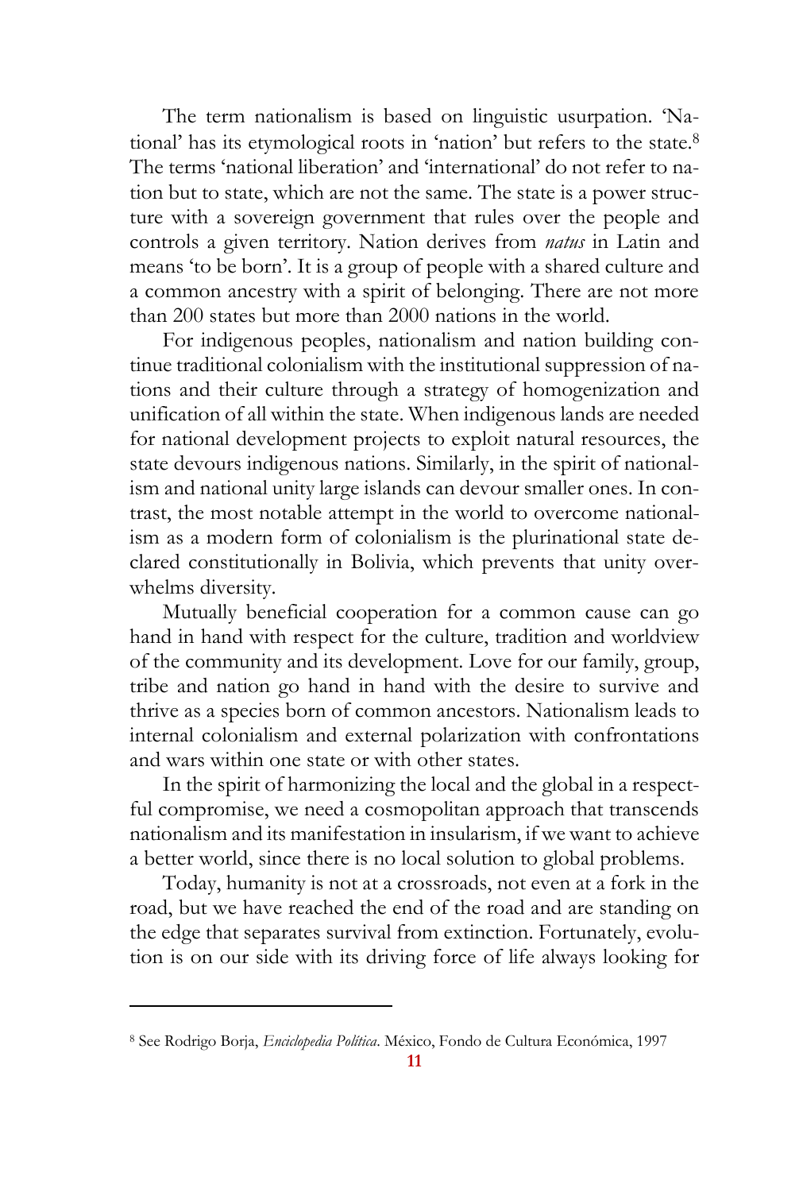The term nationalism is based on linguistic usurpation. 'National' has its etymological roots in 'nation' but refers to the state.[8] The terms 'national liberation' and 'international' do not refer to nation but to state, which are not the same. The state is a power structure with a sovereign government that rules over the people and controls a given territory. Nation derives from *natus* in Latin and means 'to be born'. It is a group of people with a shared culture and a common ancestry with a spirit of belonging. There are not more than 200 states but more than 2000 nations in the world.

For indigenous peoples, nationalism and nation building continue traditional colonialism with the institutional suppression of nations and their culture through a strategy of homogenization and unification of all within the state. When indigenous lands are needed for national development projects to exploit natural resources, the state devours indigenous nations. Similarly, in the spirit of nationalism and national unity large islands can devour smaller ones. In contrast, the most notable attempt in the world to overcome nationalism as a modern form of colonialism is the plurinational state declared constitutionally in Bolivia, which prevents that unity overwhelms diversity.

Mutually beneficial cooperation for a common cause can go hand in hand with respect for the culture, tradition and worldview of the community and its development. Love for our family, group, tribe and nation go hand in hand with the desire to survive and thrive as a species born of common ancestors. Nationalism leads to internal colonialism and external polarization with confrontations and wars within one state or with other states.

In the spirit of harmonizing the local and the global in a respectful compromise, we need a cosmopolitan approach that transcends nationalism and its manifestation in insularism, if we want to achieve a better world, since there is no local solution to global problems.

Today, humanity is not at a crossroads, not even at a fork in the road, but we have reached the end of the road and are standing on the edge that separates survival from extinction. Fortunately, evolution is on our side with its driving force of life always looking for

---

[8] See Rodrigo Borja, *Enciclopedia Política*. México, Fondo de Cultura Económica, 1997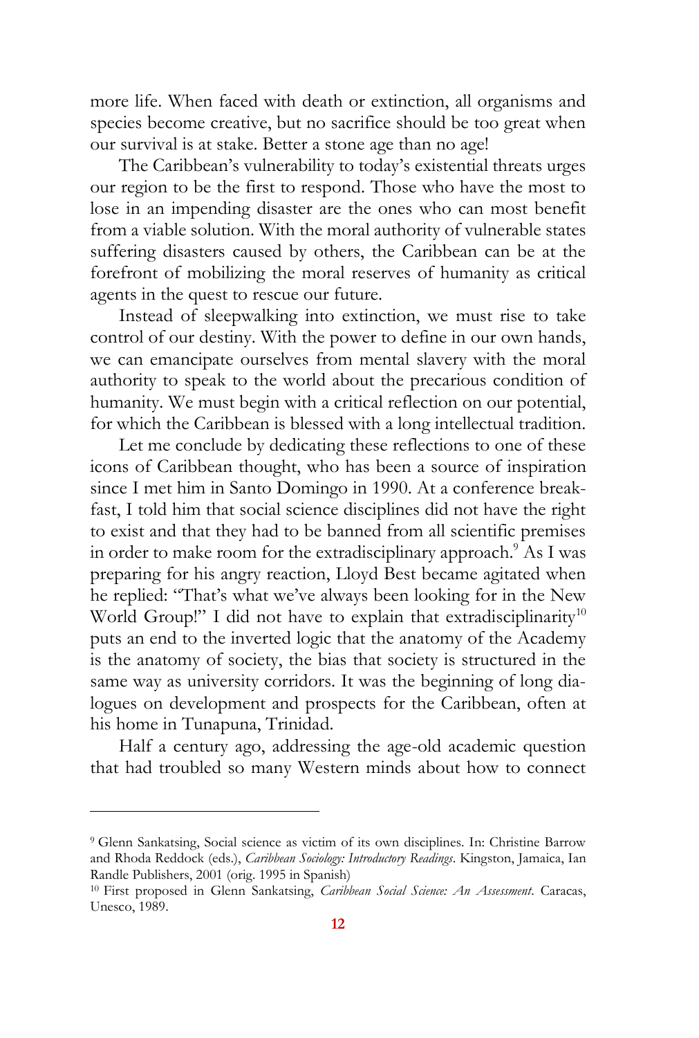more life. When faced with death or extinction, all organisms and species become creative, but no sacrifice should be too great when our survival is at stake. Better a stone age than no age!

The Caribbean's vulnerability to today's existential threats urges our region to be the first to respond. Those who have the most to lose in an impending disaster are the ones who can most benefit from a viable solution. With the moral authority of vulnerable states suffering disasters caused by others, the Caribbean can be at the forefront of mobilizing the moral reserves of humanity as critical agents in the quest to rescue our future.

Instead of sleepwalking into extinction, we must rise to take control of our destiny. With the power to define in our own hands, we can emancipate ourselves from mental slavery with the moral authority to speak to the world about the precarious condition of humanity. We must begin with a critical reflection on our potential, for which the Caribbean is blessed with a long intellectual tradition.

Let me conclude by dedicating these reflections to one of these icons of Caribbean thought, who has been a source of inspiration since I met him in Santo Domingo in 1990. At a conference breakfast, I told him that social science disciplines did not have the right to exist and that they had to be banned from all scientific premises in order to make room for the extradisciplinary approach.[9] As I was preparing for his angry reaction, Lloyd Best became agitated when he replied: "That's what we've always been looking for in the New World Group!" I did not have to explain that extradisciplinarity[10] puts an end to the inverted logic that the anatomy of the Academy is the anatomy of society, the bias that society is structured in the same way as university corridors. It was the beginning of long dialogues on development and prospects for the Caribbean, often at his home in Tunapuna, Trinidad.

Half a century ago, addressing the age-old academic question that had troubled so many Western minds about how to connect

---

[9] Glenn Sankatsing, Social science as victim of its own disciplines. In: Christine Barrow and Rhoda Reddock (eds.), *Caribbean Sociology: Introductory Readings*. Kingston, Jamaica, Ian Randle Publishers, 2001 (orig. 1995 in Spanish)

[10] First proposed in Glenn Sankatsing, *Caribbean Social Science: An Assessment*. Caracas, Unesco, 1989.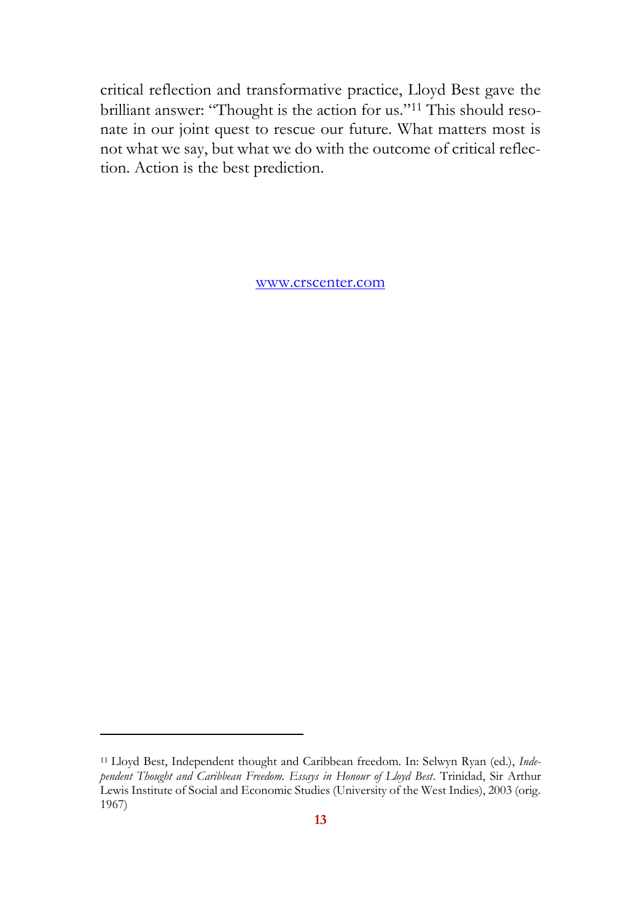critical reflection and transformative practice, Lloyd Best gave the brilliant answer: "Thought is the action for us."[11] This should resonate in our joint quest to rescue our future. What matters most is not what we say, but what we do with the outcome of critical reflection. Action is the best prediction.

[www.crscenter.com](http://www.crscenter.com)

---

[11] Lloyd Best, Independent thought and Caribbean freedom. In: Selwyn Ryan (ed.), *Independent Thought and Caribbean Freedom. Essays in Honour of Lloyd Best*. Trinidad, Sir Arthur Lewis Institute of Social and Economic Studies (University of the West Indies), 2003 (orig. 1967)